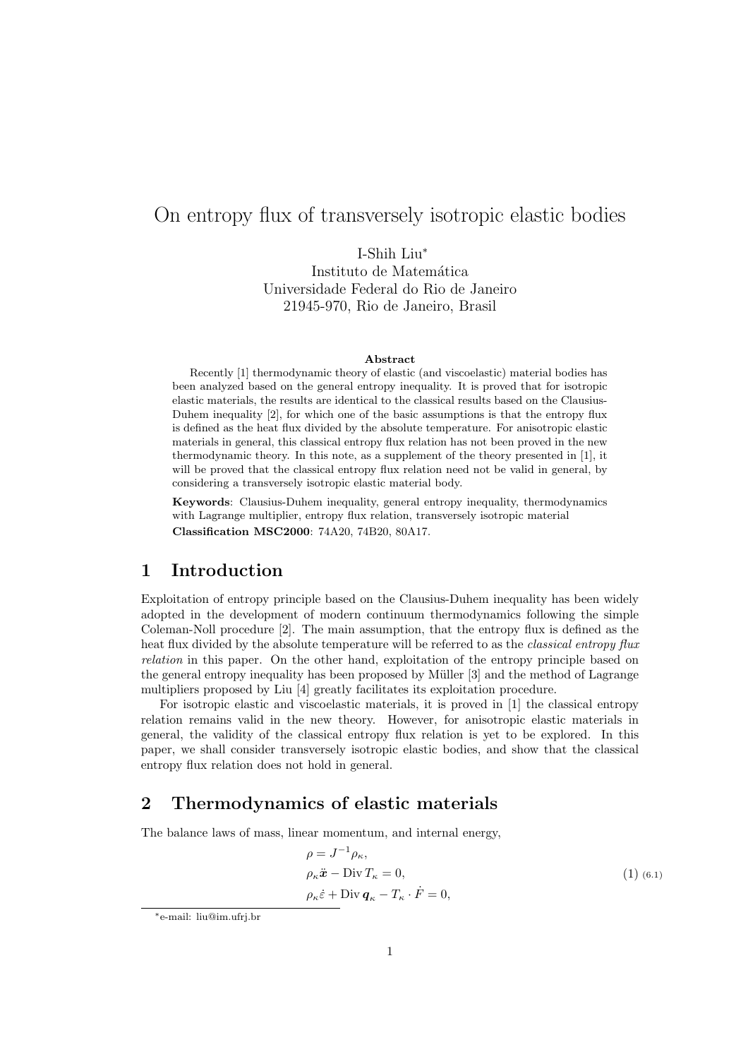# On entropy flux of transversely isotropic elastic bodies

I-Shih Liu*
Instituto de Matemática
Universidade Federal do Rio de Janeiro
21945-970, Rio de Janeiro, Brasil

**Abstract**

Recently [1] thermodynamic theory of elastic (and viscoelastic) material bodies has been analyzed based on the general entropy inequality. It is proved that for isotropic elastic materials, the results are identical to the classical results based on the Clausius-Duhem inequality [2], for which one of the basic assumptions is that the entropy flux is defined as the heat flux divided by the absolute temperature. For anisotropic elastic materials in general, this classical entropy flux relation has not been proved in the new thermodynamic theory. In this note, as a supplement of the theory presented in [1], it will be proved that the classical entropy flux relation need not be valid in general, by considering a transversely isotropic elastic material body.

**Keywords**: Clausius-Duhem inequality, general entropy inequality, thermodynamics with Lagrange multiplier, entropy flux relation, transversely isotropic material

**Classification MSC2000**: 74A20, 74B20, 80A17.

## 1 Introduction

Exploitation of entropy principle based on the Clausius-Duhem inequality has been widely adopted in the development of modern continuum thermodynamics following the simple Coleman-Noll procedure [2]. The main assumption, that the entropy flux is defined as the heat flux divided by the absolute temperature will be referred to as the *classical entropy flux relation* in this paper. On the other hand, exploitation of the entropy principle based on the general entropy inequality has been proposed by Müller [3] and the method of Lagrange multipliers proposed by Liu [4] greatly facilitates its exploitation procedure.

For isotropic elastic and viscoelastic materials, it is proved in [1] the classical entropy relation remains valid in the new theory. However, for anisotropic elastic materials in general, the validity of the classical entropy flux relation is yet to be explored. In this paper, we shall consider transversely isotropic elastic bodies, and show that the classical entropy flux relation does not hold in general.

## 2 Thermodynamics of elastic materials

The balance laws of mass, linear momentum, and internal energy,

$$
\begin{aligned}
&\rho = J^{-1}\rho_\kappa, \\
&\rho_\kappa \ddot{\boldsymbol{x}} - \operatorname{Div} T_\kappa = 0, \\
&\rho_\kappa \dot{\varepsilon} + \operatorname{Div} \boldsymbol{q}_\kappa - T_\kappa \cdot \dot{F} = 0,
\end{aligned}
\tag{1 (6.1)}
$$

*e-mail: liu@im.ufrj.br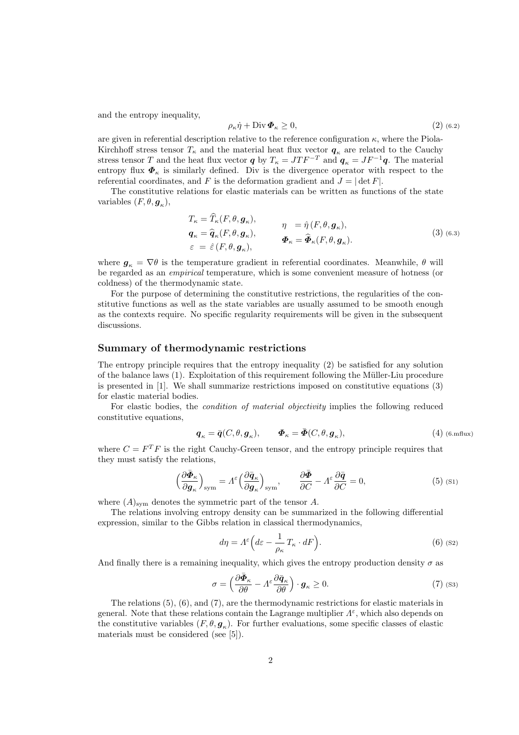and the entropy inequality,

$$\rho_\kappa \dot{\eta} + \operatorname{Div} \boldsymbol{\Phi}_\kappa \geq 0, \tag{2}$$

are given in referential description relative to the reference configuration $\kappa$, where the Piola-Kirchhoff stress tensor $T_\kappa$ and the material heat flux vector $\boldsymbol{q}_\kappa$ are related to the Cauchy stress tensor $T$ and the heat flux vector $\boldsymbol{q}$ by $T_\kappa = JTF^{-T}$ and $\boldsymbol{q}_\kappa = JF^{-1}\boldsymbol{q}$. The material entropy flux $\boldsymbol{\Phi}_\kappa$ is similarly defined. Div is the divergence operator with respect to the referential coordinates, and $F$ is the deformation gradient and $J = |\det F|$.

The constitutive relations for elastic materials can be written as functions of the state variables $(F, \theta, \boldsymbol{g}_\kappa)$,

$$\begin{aligned} T_\kappa &= \widehat{T}_\kappa(F, \theta, \boldsymbol{g}_\kappa), & \eta &= \hat{\eta}\,(F, \theta, \boldsymbol{g}_\kappa), \\ \boldsymbol{q}_\kappa &= \widehat{\boldsymbol{q}}_\kappa(F, \theta, \boldsymbol{g}_\kappa), & \boldsymbol{\Phi}_\kappa &= \widehat{\boldsymbol{\Phi}}_\kappa(F, \theta, \boldsymbol{g}_\kappa). \\ \varepsilon &= \hat{\varepsilon}\,(F, \theta, \boldsymbol{g}_\kappa), & & \end{aligned} \tag{3}$$

where $\boldsymbol{g}_\kappa = \nabla\theta$ is the temperature gradient in referential coordinates. Meanwhile, $\theta$ will be regarded as an *empirical* temperature, which is some convenient measure of hotness (or coldness) of the thermodynamic state.

For the purpose of determining the constitutive restrictions, the regularities of the constitutive functions as well as the state variables are usually assumed to be smooth enough as the contexts require. No specific regularity requirements will be given in the subsequent discussions.

## Summary of thermodynamic restrictions

The entropy principle requires that the entropy inequality (2) be satisfied for any solution of the balance laws (1). Exploitation of this requirement following the Müller-Liu procedure is presented in [1]. We shall summarize restrictions imposed on constitutive equations (3) for elastic material bodies.

For elastic bodies, the *condition of material objectivity* implies the following reduced constitutive equations,

$$\boldsymbol{q}_\kappa = \bar{\boldsymbol{q}}(C, \theta, \boldsymbol{g}_\kappa), \qquad \boldsymbol{\Phi}_\kappa = \bar{\boldsymbol{\Phi}}(C, \theta, \boldsymbol{g}_\kappa), \tag{4}$$

where $C = F^T F$ is the right Cauchy-Green tensor, and the entropy principle requires that they must satisfy the relations,

$$\Big(\frac{\partial \bar{\boldsymbol{\Phi}}_\kappa}{\partial \boldsymbol{g}_\kappa}\Big)_{\rm sym} = \Lambda^\varepsilon \Big(\frac{\partial \bar{\boldsymbol{q}}_\kappa}{\partial \boldsymbol{g}_\kappa}\Big)_{\rm sym}, \qquad \frac{\partial \bar{\boldsymbol{\Phi}}}{\partial C} - \Lambda^\varepsilon \frac{\partial \bar{\boldsymbol{q}}}{\partial C} = 0, \tag{5}$$

where $(A)_{\rm sym}$ denotes the symmetric part of the tensor $A$.

The relations involving entropy density can be summarized in the following differential expression, similar to the Gibbs relation in classical thermodynamics,

$$d\eta = \Lambda^\varepsilon \Big(d\varepsilon - \frac{1}{\rho_\kappa}\, T_\kappa \cdot dF\Big). \tag{6}$$

And finally there is a remaining inequality, which gives the entropy production density $\sigma$ as

$$\sigma = \Big(\frac{\partial \bar{\boldsymbol{\Phi}}_\kappa}{\partial \theta} - \Lambda^\varepsilon \frac{\partial \bar{\boldsymbol{q}}_\kappa}{\partial \theta}\Big) \cdot \boldsymbol{g}_\kappa \geq 0. \tag{7}$$

The relations (5), (6), and (7), are the thermodynamic restrictions for elastic materials in general. Note that these relations contain the Lagrange multiplier $\Lambda^\varepsilon$, which also depends on the constitutive variables $(F, \theta, \boldsymbol{g}_\kappa)$. For further evaluations, some specific classes of elastic materials must be considered (see [5]).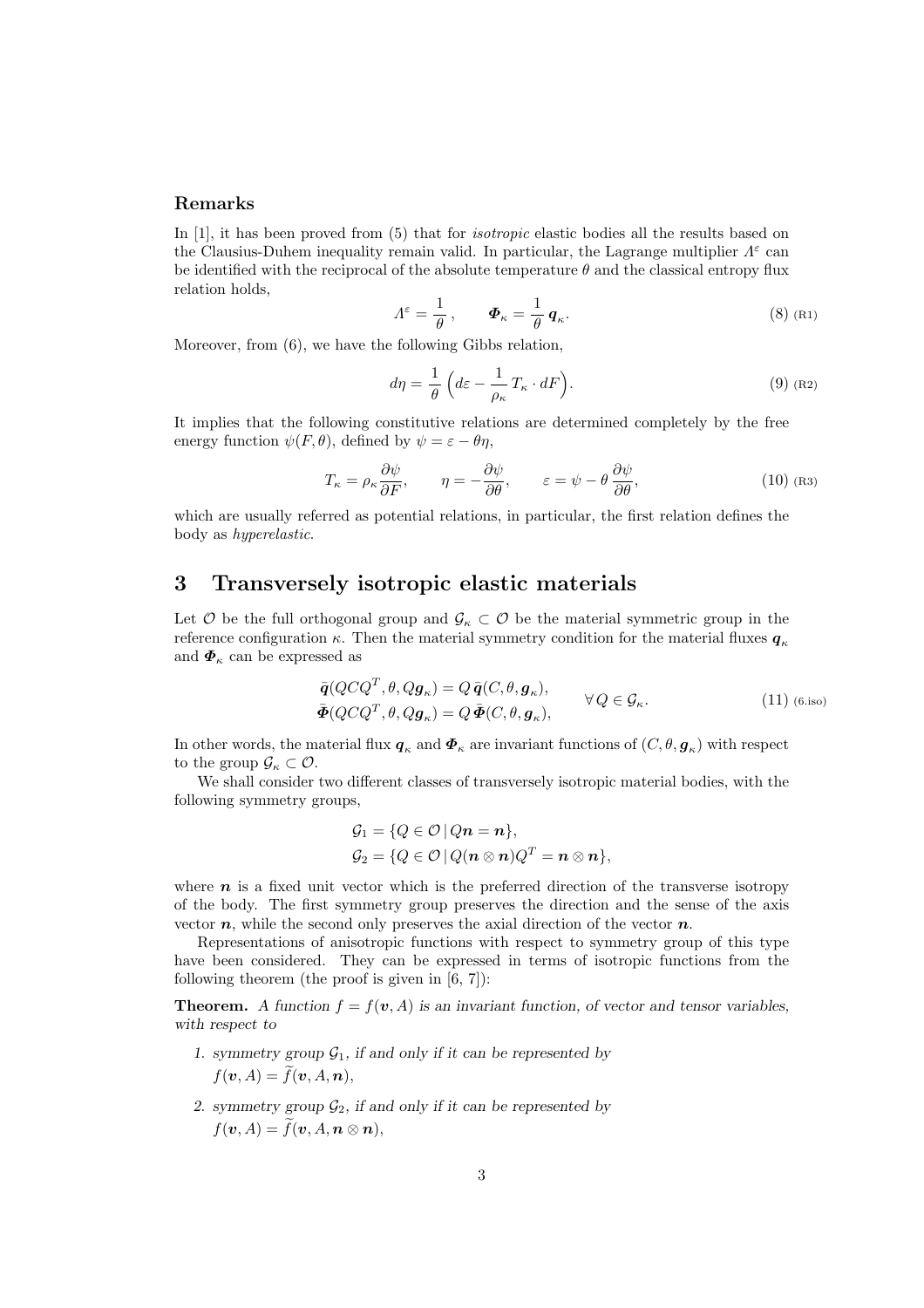### Remarks

In [1], it has been proved from (5) that for *isotropic* elastic bodies all the results based on the Clausius-Duhem inequality remain valid. In particular, the Lagrange multiplier $\Lambda^\varepsilon$ can be identified with the reciprocal of the absolute temperature $\theta$ and the classical entropy flux relation holds,

$$\Lambda^\varepsilon = \frac{1}{\theta}\,, \qquad \boldsymbol{\Phi}_\kappa = \frac{1}{\theta}\,\boldsymbol{q}_\kappa. \tag{8}$$

Moreover, from (6), we have the following Gibbs relation,

$$d\eta = \frac{1}{\theta}\Big(d\varepsilon - \frac{1}{\rho_\kappa}\,T_\kappa \cdot dF\Big). \tag{9}$$

It implies that the following constitutive relations are determined completely by the free energy function $\psi(F,\theta)$, defined by $\psi = \varepsilon - \theta\eta$,

$$T_\kappa = \rho_\kappa \frac{\partial \psi}{\partial F}, \qquad \eta = -\frac{\partial \psi}{\partial \theta}, \qquad \varepsilon = \psi - \theta\,\frac{\partial \psi}{\partial \theta}, \tag{10}$$

which are usually referred as potential relations, in particular, the first relation defines the body as *hyperelastic*.

## 3 Transversely isotropic elastic materials

Let $\mathcal{O}$ be the full orthogonal group and $\mathcal{G}_\kappa \subset \mathcal{O}$ be the material symmetric group in the reference configuration $\kappa$. Then the material symmetry condition for the material fluxes $\boldsymbol{q}_\kappa$ and $\boldsymbol{\Phi}_\kappa$ can be expressed as

$$\begin{aligned} \bar{\boldsymbol{q}}(QCQ^T, \theta, Q\boldsymbol{g}_\kappa) &= Q\,\bar{\boldsymbol{q}}(C, \theta, \boldsymbol{g}_\kappa), \\ \bar{\boldsymbol{\Phi}}(QCQ^T, \theta, Q\boldsymbol{g}_\kappa) &= Q\,\bar{\boldsymbol{\Phi}}(C, \theta, \boldsymbol{g}_\kappa), \end{aligned} \qquad \forall\, Q \in \mathcal{G}_\kappa. \tag{11}$$

In other words, the material flux $\boldsymbol{q}_\kappa$ and $\boldsymbol{\Phi}_\kappa$ are invariant functions of $(C, \theta, \boldsymbol{g}_\kappa)$ with respect to the group $\mathcal{G}_\kappa \subset \mathcal{O}$.

We shall consider two different classes of transversely isotropic material bodies, with the following symmetry groups,

$$\begin{aligned} \mathcal{G}_1 &= \{Q \in \mathcal{O} \,|\, Q\boldsymbol{n} = \boldsymbol{n}\}, \\ \mathcal{G}_2 &= \{Q \in \mathcal{O} \,|\, Q(\boldsymbol{n}\otimes\boldsymbol{n})Q^T = \boldsymbol{n}\otimes\boldsymbol{n}\}, \end{aligned}$$

where $\boldsymbol{n}$ is a fixed unit vector which is the preferred direction of the transverse isotropy of the body. The first symmetry group preserves the direction and the sense of the axis vector $\boldsymbol{n}$, while the second only preserves the axial direction of the vector $\boldsymbol{n}$.

Representations of anisotropic functions with respect to symmetry group of this type have been considered. They can be expressed in terms of isotropic functions from the following theorem (the proof is given in [6, 7]):

**Theorem.** *A function $f = f(\boldsymbol{v}, A)$ is an invariant function, of vector and tensor variables, with respect to*

1. *symmetry group $\mathcal{G}_1$, if and only if it can be represented by*
   $f(\boldsymbol{v}, A) = \widetilde{f}(\boldsymbol{v}, A, \boldsymbol{n})$,

2. *symmetry group $\mathcal{G}_2$, if and only if it can be represented by*
   $f(\boldsymbol{v}, A) = \widetilde{f}(\boldsymbol{v}, A, \boldsymbol{n}\otimes\boldsymbol{n})$,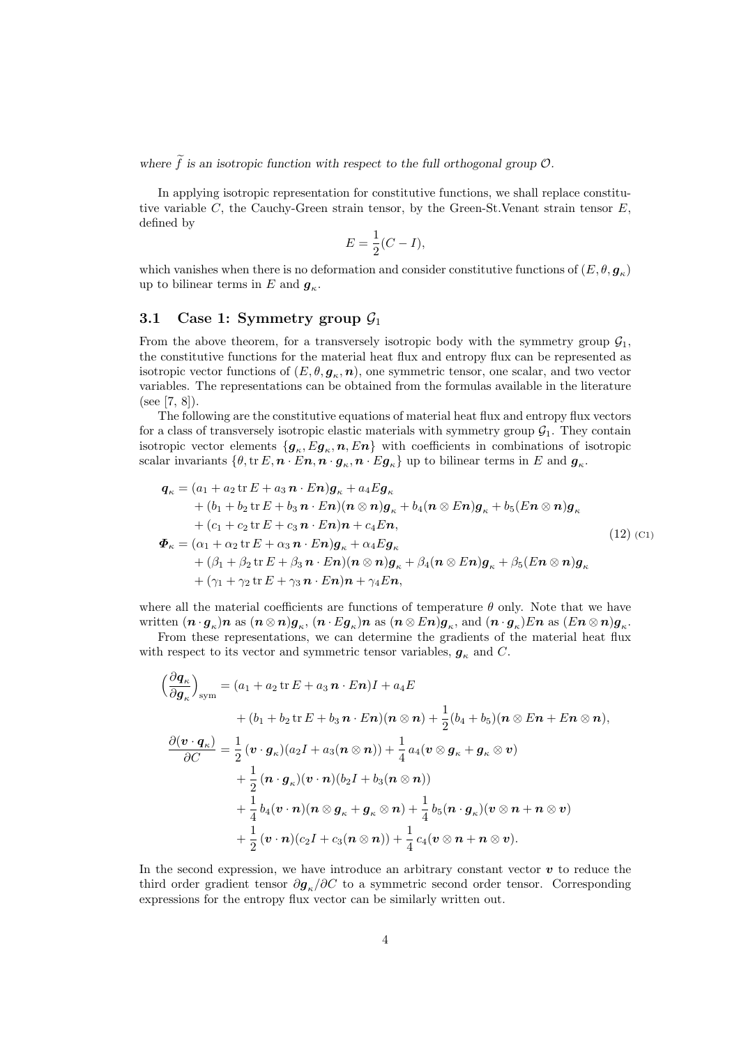*where $\widetilde{f}$ is an isotropic function with respect to the full orthogonal group $\mathcal{O}$.*

In applying isotropic representation for constitutive functions, we shall replace constitutive variable $C$, the Cauchy-Green strain tensor, by the Green-St.Venant strain tensor $E$, defined by

$$E = \frac{1}{2}(C - I),$$

which vanishes when there is no deformation and consider constitutive functions of $(E, \theta, \boldsymbol{g}_\kappa)$ up to bilinear terms in $E$ and $\boldsymbol{g}_\kappa$.

### 3.1 Case 1: Symmetry group $\mathcal{G}_1$

From the above theorem, for a transversely isotropic body with the symmetry group $\mathcal{G}_1$, the constitutive functions for the material heat flux and entropy flux can be represented as isotropic vector functions of $(E, \theta, \boldsymbol{g}_\kappa, \boldsymbol{n})$, one symmetric tensor, one scalar, and two vector variables. The representations can be obtained from the formulas available in the literature (see [7, 8]).

The following are the constitutive equations of material heat flux and entropy flux vectors for a class of transversely isotropic elastic materials with symmetry group $\mathcal{G}_1$. They contain isotropic vector elements $\{\boldsymbol{g}_\kappa, E\boldsymbol{g}_\kappa, \boldsymbol{n}, E\boldsymbol{n}\}$ with coefficients in combinations of isotropic scalar invariants $\{\theta, \operatorname{tr} E, \boldsymbol{n}\cdot E\boldsymbol{n}, \boldsymbol{n}\cdot\boldsymbol{g}_\kappa, \boldsymbol{n}\cdot E\boldsymbol{g}_\kappa\}$ up to bilinear terms in $E$ and $\boldsymbol{g}_\kappa$.

$$\begin{aligned}
\boldsymbol{q}_\kappa &= (a_1 + a_2 \operatorname{tr} E + a_3\, \boldsymbol{n}\cdot E\boldsymbol{n})\boldsymbol{g}_\kappa + a_4 E\boldsymbol{g}_\kappa \\
&\quad + (b_1 + b_2 \operatorname{tr} E + b_3\, \boldsymbol{n}\cdot E\boldsymbol{n})(\boldsymbol{n}\otimes\boldsymbol{n})\boldsymbol{g}_\kappa + b_4(\boldsymbol{n}\otimes E\boldsymbol{n})\boldsymbol{g}_\kappa + b_5(E\boldsymbol{n}\otimes\boldsymbol{n})\boldsymbol{g}_\kappa \\
&\quad + (c_1 + c_2 \operatorname{tr} E + c_3\, \boldsymbol{n}\cdot E\boldsymbol{n})\boldsymbol{n} + c_4 E\boldsymbol{n}, \\
\boldsymbol{\Phi}_\kappa &= (\alpha_1 + \alpha_2 \operatorname{tr} E + \alpha_3\, \boldsymbol{n}\cdot E\boldsymbol{n})\boldsymbol{g}_\kappa + \alpha_4 E\boldsymbol{g}_\kappa \\
&\quad + (\beta_1 + \beta_2 \operatorname{tr} E + \beta_3\, \boldsymbol{n}\cdot E\boldsymbol{n})(\boldsymbol{n}\otimes\boldsymbol{n})\boldsymbol{g}_\kappa + \beta_4(\boldsymbol{n}\otimes E\boldsymbol{n})\boldsymbol{g}_\kappa + \beta_5(E\boldsymbol{n}\otimes\boldsymbol{n})\boldsymbol{g}_\kappa \\
&\quad + (\gamma_1 + \gamma_2 \operatorname{tr} E + \gamma_3\, \boldsymbol{n}\cdot E\boldsymbol{n})\boldsymbol{n} + \gamma_4 E\boldsymbol{n},
\end{aligned} \tag{12 (C1)}$$

where all the material coefficients are functions of temperature $\theta$ only. Note that we have written $(\boldsymbol{n}\cdot\boldsymbol{g}_\kappa)\boldsymbol{n}$ as $(\boldsymbol{n}\otimes\boldsymbol{n})\boldsymbol{g}_\kappa$, $(\boldsymbol{n}\cdot E\boldsymbol{g}_\kappa)\boldsymbol{n}$ as $(\boldsymbol{n}\otimes E\boldsymbol{n})\boldsymbol{g}_\kappa$, and $(\boldsymbol{n}\cdot\boldsymbol{g}_\kappa)E\boldsymbol{n}$ as $(E\boldsymbol{n}\otimes\boldsymbol{n})\boldsymbol{g}_\kappa$.

From these representations, we can determine the gradients of the material heat flux with respect to its vector and symmetric tensor variables, $\boldsymbol{g}_\kappa$ and $C$.

$$\begin{aligned}
\Big(\frac{\partial\boldsymbol{q}_\kappa}{\partial\boldsymbol{g}_\kappa}\Big)_{\text{sym}} &= (a_1 + a_2 \operatorname{tr} E + a_3\, \boldsymbol{n}\cdot E\boldsymbol{n})I + a_4 E \\
&\quad + (b_1 + b_2 \operatorname{tr} E + b_3\, \boldsymbol{n}\cdot E\boldsymbol{n})(\boldsymbol{n}\otimes\boldsymbol{n}) + \frac{1}{2}(b_4 + b_5)(\boldsymbol{n}\otimes E\boldsymbol{n} + E\boldsymbol{n}\otimes\boldsymbol{n}), \\
\frac{\partial(\boldsymbol{v}\cdot\boldsymbol{q}_\kappa)}{\partial C} &= \frac{1}{2}\,(\boldsymbol{v}\cdot\boldsymbol{g}_\kappa)(a_2 I + a_3(\boldsymbol{n}\otimes\boldsymbol{n})) + \frac{1}{4}\,a_4(\boldsymbol{v}\otimes\boldsymbol{g}_\kappa + \boldsymbol{g}_\kappa\otimes\boldsymbol{v}) \\
&\quad + \frac{1}{2}\,(\boldsymbol{n}\cdot\boldsymbol{g}_\kappa)(\boldsymbol{v}\cdot\boldsymbol{n})(b_2 I + b_3(\boldsymbol{n}\otimes\boldsymbol{n})) \\
&\quad + \frac{1}{4}\,b_4(\boldsymbol{v}\cdot\boldsymbol{n})(\boldsymbol{n}\otimes\boldsymbol{g}_\kappa + \boldsymbol{g}_\kappa\otimes\boldsymbol{n}) + \frac{1}{4}\,b_5(\boldsymbol{n}\cdot\boldsymbol{g}_\kappa)(\boldsymbol{v}\otimes\boldsymbol{n} + \boldsymbol{n}\otimes\boldsymbol{v}) \\
&\quad + \frac{1}{2}\,(\boldsymbol{v}\cdot\boldsymbol{n})(c_2 I + c_3(\boldsymbol{n}\otimes\boldsymbol{n})) + \frac{1}{4}\,c_4(\boldsymbol{v}\otimes\boldsymbol{n} + \boldsymbol{n}\otimes\boldsymbol{v}).
\end{aligned}$$

In the second expression, we have introduce an arbitrary constant vector $\boldsymbol{v}$ to reduce the third order gradient tensor $\partial\boldsymbol{g}_\kappa/\partial C$ to a symmetric second order tensor. Corresponding expressions for the entropy flux vector can be similarly written out.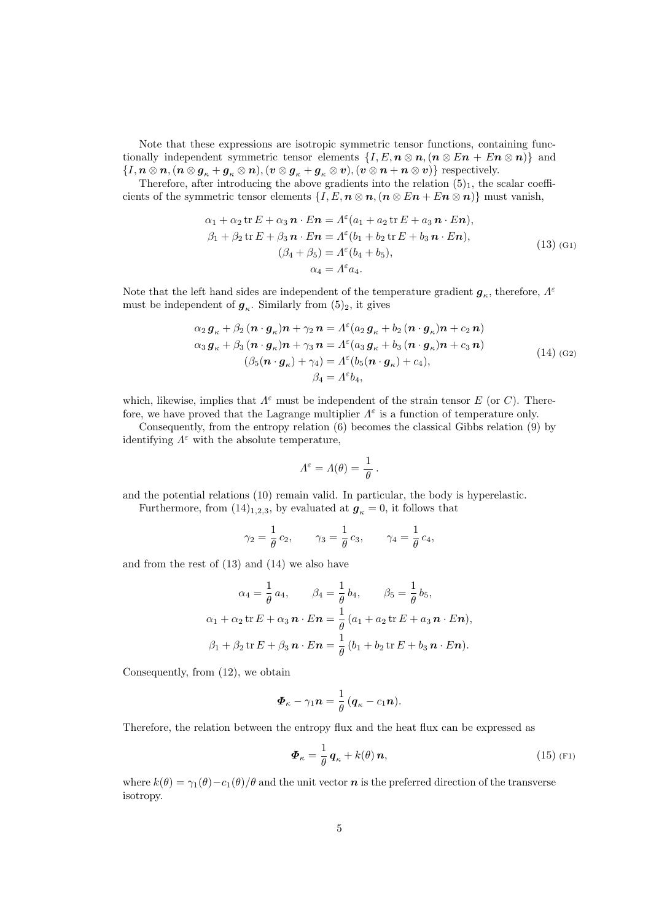Note that these expressions are isotropic symmetric tensor functions, containing functionally independent symmetric tensor elements $\{I, E, \boldsymbol{n}\otimes\boldsymbol{n}, (\boldsymbol{n}\otimes E\boldsymbol{n} + E\boldsymbol{n}\otimes\boldsymbol{n})\}$ and $\{I, \boldsymbol{n}\otimes\boldsymbol{n}, (\boldsymbol{n}\otimes\boldsymbol{g}_\kappa + \boldsymbol{g}_\kappa\otimes\boldsymbol{n}), (\boldsymbol{v}\otimes\boldsymbol{g}_\kappa + \boldsymbol{g}_\kappa\otimes\boldsymbol{v}), (\boldsymbol{v}\otimes\boldsymbol{n} + \boldsymbol{n}\otimes\boldsymbol{v})\}$ respectively.

Therefore, after introducing the above gradients into the relation $(5)_1$, the scalar coefficients of the symmetric tensor elements $\{I, E, \boldsymbol{n}\otimes\boldsymbol{n}, (\boldsymbol{n}\otimes E\boldsymbol{n} + E\boldsymbol{n}\otimes\boldsymbol{n})\}$ must vanish,

$$
\begin{aligned}
\alpha_1 + \alpha_2 \operatorname{tr} E + \alpha_3\, \boldsymbol{n}\cdot E\boldsymbol{n} &= \Lambda^\varepsilon(a_1 + a_2 \operatorname{tr} E + a_3\, \boldsymbol{n}\cdot E\boldsymbol{n}),\\
\beta_1 + \beta_2 \operatorname{tr} E + \beta_3\, \boldsymbol{n}\cdot E\boldsymbol{n} &= \Lambda^\varepsilon(b_1 + b_2 \operatorname{tr} E + b_3\, \boldsymbol{n}\cdot E\boldsymbol{n}),\\
(\beta_4 + \beta_5) &= \Lambda^\varepsilon(b_4 + b_5),\\
\alpha_4 &= \Lambda^\varepsilon a_4.
\end{aligned}
\tag{13}
$$

Note that the left hand sides are independent of the temperature gradient $\boldsymbol{g}_\kappa$, therefore, $\Lambda^\varepsilon$ must be independent of $\boldsymbol{g}_\kappa$. Similarly from $(5)_2$, it gives

$$
\begin{aligned}
\alpha_2\, \boldsymbol{g}_\kappa + \beta_2\, (\boldsymbol{n}\cdot\boldsymbol{g}_\kappa)\boldsymbol{n} + \gamma_2\, \boldsymbol{n} &= \Lambda^\varepsilon(a_2\, \boldsymbol{g}_\kappa + b_2\, (\boldsymbol{n}\cdot\boldsymbol{g}_\kappa)\boldsymbol{n} + c_2\, \boldsymbol{n})\\
\alpha_3\, \boldsymbol{g}_\kappa + \beta_3\, (\boldsymbol{n}\cdot\boldsymbol{g}_\kappa)\boldsymbol{n} + \gamma_3\, \boldsymbol{n} &= \Lambda^\varepsilon(a_3\, \boldsymbol{g}_\kappa + b_3\, (\boldsymbol{n}\cdot\boldsymbol{g}_\kappa)\boldsymbol{n} + c_3\, \boldsymbol{n})\\
(\beta_5(\boldsymbol{n}\cdot\boldsymbol{g}_\kappa) + \gamma_4) &= \Lambda^\varepsilon(b_5(\boldsymbol{n}\cdot\boldsymbol{g}_\kappa) + c_4),\\
\beta_4 &= \Lambda^\varepsilon b_4,
\end{aligned}
\tag{14}
$$

which, likewise, implies that $\Lambda^\varepsilon$ must be independent of the strain tensor $E$ (or $C$). Therefore, we have proved that the Lagrange multiplier $\Lambda^\varepsilon$ is a function of temperature only.

Consequently, from the entropy relation (6) becomes the classical Gibbs relation (9) by identifying $\Lambda^\varepsilon$ with the absolute temperature,

$$
\Lambda^\varepsilon = \Lambda(\theta) = \frac{1}{\theta}\,.
$$

and the potential relations (10) remain valid. In particular, the body is hyperelastic.

Furthermore, from $(14)_{1,2,3}$, by evaluated at $\boldsymbol{g}_\kappa = 0$, it follows that

$$
\gamma_2 = \frac{1}{\theta}\, c_2, \qquad \gamma_3 = \frac{1}{\theta}\, c_3, \qquad \gamma_4 = \frac{1}{\theta}\, c_4,
$$

and from the rest of (13) and (14) we also have

$$
\begin{gathered}
\alpha_4 = \frac{1}{\theta}\, a_4, \qquad \beta_4 = \frac{1}{\theta}\, b_4, \qquad \beta_5 = \frac{1}{\theta}\, b_5,\\
\alpha_1 + \alpha_2 \operatorname{tr} E + \alpha_3\, \boldsymbol{n}\cdot E\boldsymbol{n} = \frac{1}{\theta}\,(a_1 + a_2 \operatorname{tr} E + a_3\, \boldsymbol{n}\cdot E\boldsymbol{n}),\\
\beta_1 + \beta_2 \operatorname{tr} E + \beta_3\, \boldsymbol{n}\cdot E\boldsymbol{n} = \frac{1}{\theta}\,(b_1 + b_2 \operatorname{tr} E + b_3\, \boldsymbol{n}\cdot E\boldsymbol{n}).
\end{gathered}
$$

Consequently, from (12), we obtain

$$
\boldsymbol{\Phi}_\kappa - \gamma_1 \boldsymbol{n} = \frac{1}{\theta}\,(\boldsymbol{q}_\kappa - c_1 \boldsymbol{n}).
$$

Therefore, the relation between the entropy flux and the heat flux can be expressed as

$$
\boldsymbol{\Phi}_\kappa = \frac{1}{\theta}\, \boldsymbol{q}_\kappa + k(\theta)\, \boldsymbol{n},
\tag{15}
$$

where $k(\theta) = \gamma_1(\theta) - c_1(\theta)/\theta$ and the unit vector $\boldsymbol{n}$ is the preferred direction of the transverse isotropy.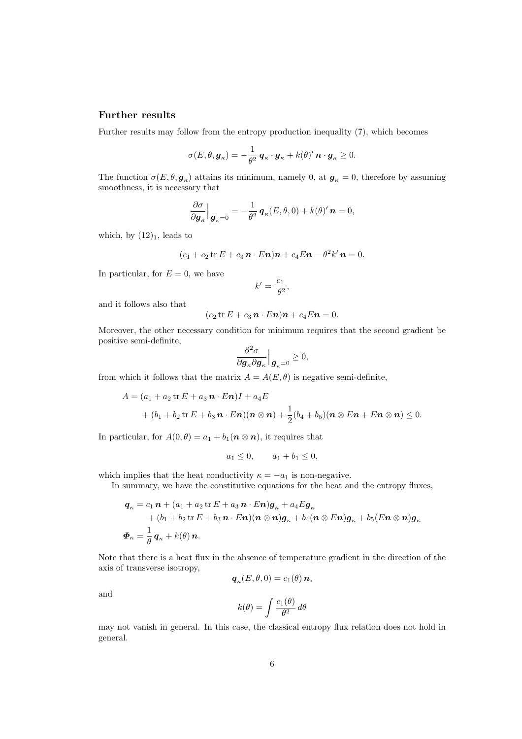## Further results

Further results may follow from the entropy production inequality (7), which becomes

$$\sigma(E, \theta, \boldsymbol{g}_\kappa) = -\frac{1}{\theta^2}\, \boldsymbol{q}_\kappa \cdot \boldsymbol{g}_\kappa + k(\theta)'\, \boldsymbol{n} \cdot \boldsymbol{g}_\kappa \geq 0.$$

The function $\sigma(E, \theta, \boldsymbol{g}_\kappa)$ attains its minimum, namely 0, at $\boldsymbol{g}_\kappa = 0$, therefore by assuming smoothness, it is necessary that

$$\frac{\partial \sigma}{\partial \boldsymbol{g}_\kappa}\Big|_{\boldsymbol{g}_\kappa = 0} = -\frac{1}{\theta^2}\, \boldsymbol{q}_\kappa(E, \theta, 0) + k(\theta)'\, \boldsymbol{n} = 0,$$

which, by $(12)_1$, leads to

$$(c_1 + c_2 \operatorname{tr} E + c_3\, \boldsymbol{n} \cdot E\boldsymbol{n})\boldsymbol{n} + c_4 E\boldsymbol{n} - \theta^2 k'\, \boldsymbol{n} = 0.$$

In particular, for $E = 0$, we have

$$k' = \frac{c_1}{\theta^2},$$

and it follows also that

$$(c_2 \operatorname{tr} E + c_3\, \boldsymbol{n} \cdot E\boldsymbol{n})\boldsymbol{n} + c_4 E\boldsymbol{n} = 0.$$

Moreover, the other necessary condition for minimum requires that the second gradient be positive semi-definite,

$$\frac{\partial^2 \sigma}{\partial \boldsymbol{g}_\kappa \partial \boldsymbol{g}_\kappa}\Big|_{\boldsymbol{g}_\kappa = 0} \geq 0,$$

from which it follows that the matrix $A = A(E, \theta)$ is negative semi-definite,

$$\begin{aligned} A = {} & (a_1 + a_2 \operatorname{tr} E + a_3\, \boldsymbol{n} \cdot E\boldsymbol{n})I + a_4 E \\ & + (b_1 + b_2 \operatorname{tr} E + b_3\, \boldsymbol{n} \cdot E\boldsymbol{n})(\boldsymbol{n} \otimes \boldsymbol{n}) + \frac{1}{2}(b_4 + b_5)(\boldsymbol{n} \otimes E\boldsymbol{n} + E\boldsymbol{n} \otimes \boldsymbol{n}) \leq 0. \end{aligned}$$

In particular, for $A(0, \theta) = a_1 + b_1(\boldsymbol{n} \otimes \boldsymbol{n})$, it requires that

$$a_1 \leq 0, \qquad a_1 + b_1 \leq 0,$$

which implies that the heat conductivity $\kappa = -a_1$ is non-negative.

In summary, we have the constitutive equations for the heat and the entropy fluxes,

$$\begin{aligned} \boldsymbol{q}_\kappa &= c_1\, \boldsymbol{n} + (a_1 + a_2 \operatorname{tr} E + a_3\, \boldsymbol{n} \cdot E\boldsymbol{n})\boldsymbol{g}_\kappa + a_4 E\boldsymbol{g}_\kappa \\ &\quad + (b_1 + b_2 \operatorname{tr} E + b_3\, \boldsymbol{n} \cdot E\boldsymbol{n})(\boldsymbol{n} \otimes \boldsymbol{n})\boldsymbol{g}_\kappa + b_4(\boldsymbol{n} \otimes E\boldsymbol{n})\boldsymbol{g}_\kappa + b_5(E\boldsymbol{n} \otimes \boldsymbol{n})\boldsymbol{g}_\kappa \\ \boldsymbol{\Phi}_\kappa &= \frac{1}{\theta}\, \boldsymbol{q}_\kappa + k(\theta)\, \boldsymbol{n}. \end{aligned}$$

Note that there is a heat flux in the absence of temperature gradient in the direction of the axis of transverse isotropy,

$$\boldsymbol{q}_\kappa(E, \theta, 0) = c_1(\theta)\, \boldsymbol{n},$$

and

$$k(\theta) = \int \frac{c_1(\theta)}{\theta^2}\, d\theta$$

may not vanish in general. In this case, the classical entropy flux relation does not hold in general.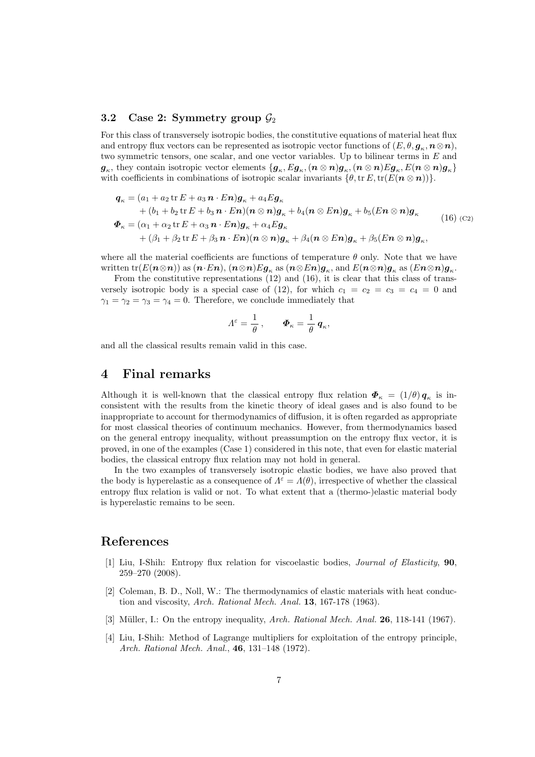### 3.2 Case 2: Symmetry group $\mathcal{G}_2$

For this class of transversely isotropic bodies, the constitutive equations of material heat flux and entropy flux vectors can be represented as isotropic vector functions of $(E, \theta, \boldsymbol{g}_\kappa, \boldsymbol{n}\otimes\boldsymbol{n})$, two symmetric tensors, one scalar, and one vector variables. Up to bilinear terms in $E$ and $\boldsymbol{g}_\kappa$, they contain isotropic vector elements $\{\boldsymbol{g}_\kappa, E\boldsymbol{g}_\kappa, (\boldsymbol{n}\otimes\boldsymbol{n})\boldsymbol{g}_\kappa, (\boldsymbol{n}\otimes\boldsymbol{n})E\boldsymbol{g}_\kappa, E(\boldsymbol{n}\otimes\boldsymbol{n})\boldsymbol{g}_\kappa\}$ with coefficients in combinations of isotropic scalar invariants $\{\theta, \operatorname{tr} E, \operatorname{tr}(E(\boldsymbol{n}\otimes\boldsymbol{n}))\}$.

$$
\begin{aligned}
\boldsymbol{q}_\kappa &= (a_1 + a_2 \operatorname{tr} E + a_3\, \boldsymbol{n}\cdot E\boldsymbol{n})\boldsymbol{g}_\kappa + a_4 E\boldsymbol{g}_\kappa \\
&\quad + (b_1 + b_2 \operatorname{tr} E + b_3\, \boldsymbol{n}\cdot E\boldsymbol{n})(\boldsymbol{n}\otimes\boldsymbol{n})\boldsymbol{g}_\kappa + b_4(\boldsymbol{n}\otimes E\boldsymbol{n})\boldsymbol{g}_\kappa + b_5(E\boldsymbol{n}\otimes\boldsymbol{n})\boldsymbol{g}_\kappa \\
\boldsymbol{\Phi}_\kappa &= (\alpha_1 + \alpha_2 \operatorname{tr} E + \alpha_3\, \boldsymbol{n}\cdot E\boldsymbol{n})\boldsymbol{g}_\kappa + \alpha_4 E\boldsymbol{g}_\kappa \\
&\quad + (\beta_1 + \beta_2 \operatorname{tr} E + \beta_3\, \boldsymbol{n}\cdot E\boldsymbol{n})(\boldsymbol{n}\otimes\boldsymbol{n})\boldsymbol{g}_\kappa + \beta_4(\boldsymbol{n}\otimes E\boldsymbol{n})\boldsymbol{g}_\kappa + \beta_5(E\boldsymbol{n}\otimes\boldsymbol{n})\boldsymbol{g}_\kappa,
\end{aligned}
\tag{16}
$$

where all the material coefficients are functions of temperature $\theta$ only. Note that we have written $\operatorname{tr}(E(\boldsymbol{n}\otimes\boldsymbol{n}))$ as $(\boldsymbol{n}\cdot E\boldsymbol{n})$, $(\boldsymbol{n}\otimes\boldsymbol{n})E\boldsymbol{g}_\kappa$ as $(\boldsymbol{n}\otimes E\boldsymbol{n})\boldsymbol{g}_\kappa$, and $E(\boldsymbol{n}\otimes\boldsymbol{n})\boldsymbol{g}_\kappa$ as $(E\boldsymbol{n}\otimes\boldsymbol{n})\boldsymbol{g}_\kappa$.

From the constitutive representations (12) and (16), it is clear that this class of transversely isotropic body is a special case of (12), for which $c_1 = c_2 = c_3 = c_4 = 0$ and $\gamma_1 = \gamma_2 = \gamma_3 = \gamma_4 = 0$. Therefore, we conclude immediately that

$$
\Lambda^\varepsilon = \frac{1}{\theta}\,, \qquad \boldsymbol{\Phi}_\kappa = \frac{1}{\theta}\,\boldsymbol{q}_\kappa,
$$

and all the classical results remain valid in this case.

## 4 Final remarks

Although it is well-known that the classical entropy flux relation $\boldsymbol{\Phi}_\kappa = (1/\theta)\,\boldsymbol{q}_\kappa$ is inconsistent with the results from the kinetic theory of ideal gases and is also found to be inappropriate to account for thermodynamics of diffusion, it is often regarded as appropriate for most classical theories of continuum mechanics. However, from thermodynamics based on the general entropy inequality, without preassumption on the entropy flux vector, it is proved, in one of the examples (Case 1) considered in this note, that even for elastic material bodies, the classical entropy flux relation may not hold in general.

In the two examples of transversely isotropic elastic bodies, we have also proved that the body is hyperelastic as a consequence of $\Lambda^\varepsilon = \Lambda(\theta)$, irrespective of whether the classical entropy flux relation is valid or not. To what extent that a (thermo-)elastic material body is hyperelastic remains to be seen.

## References

[1] Liu, I-Shih: Entropy flux relation for viscoelastic bodies, *Journal of Elasticity*, **90**, 259–270 (2008).

[2] Coleman, B. D., Noll, W.: The thermodynamics of elastic materials with heat conduction and viscosity, *Arch. Rational Mech. Anal.* **13**, 167-178 (1963).

[3] Müller, I.: On the entropy inequality, *Arch. Rational Mech. Anal.* **26**, 118-141 (1967).

[4] Liu, I-Shih: Method of Lagrange multipliers for exploitation of the entropy principle, *Arch. Rational Mech. Anal.*, **46**, 131–148 (1972).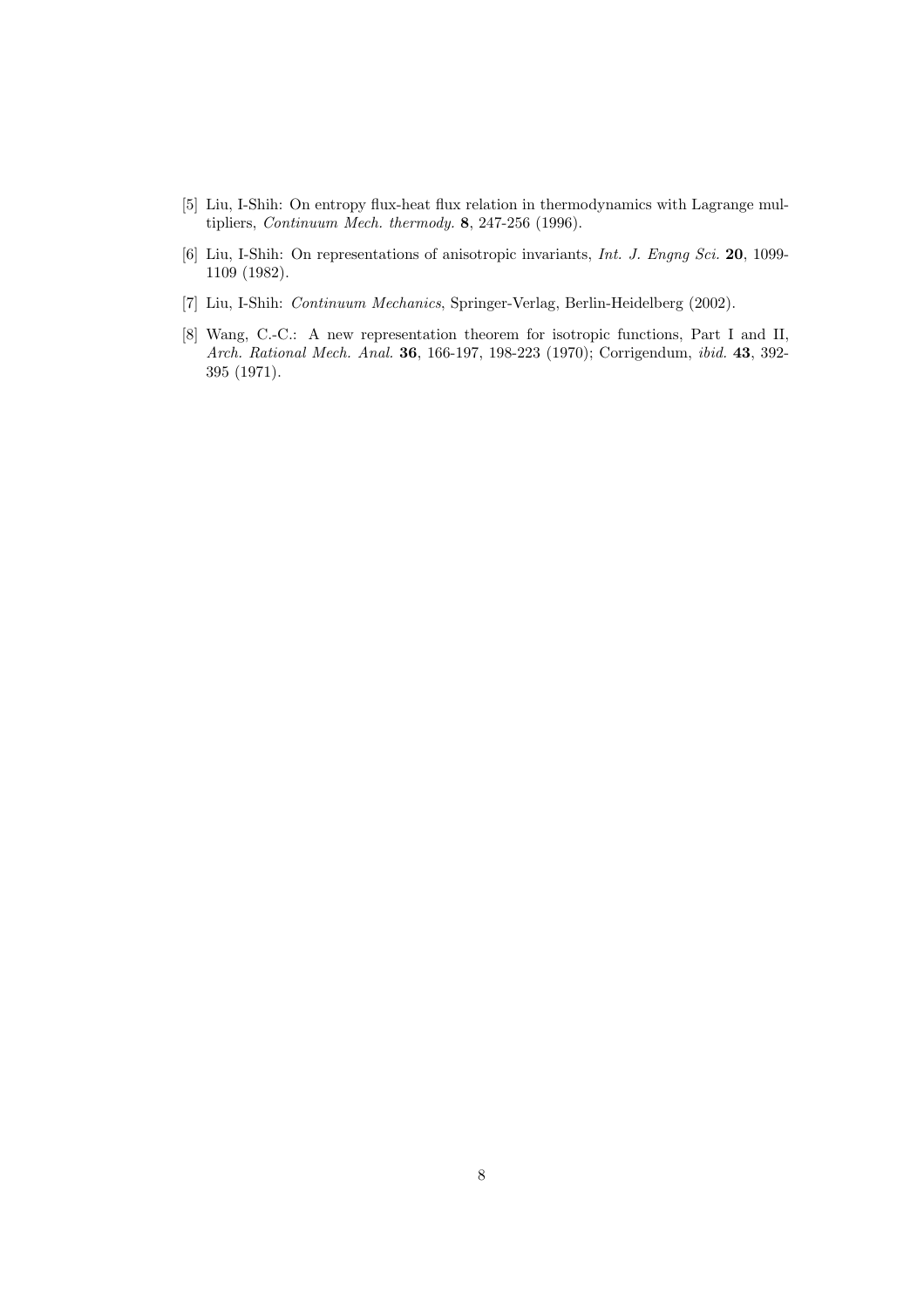[5] Liu, I-Shih: On entropy flux-heat flux relation in thermodynamics with Lagrange multipliers, *Continuum Mech. thermody.* **8**, 247-256 (1996).

[6] Liu, I-Shih: On representations of anisotropic invariants, *Int. J. Engng Sci.* **20**, 1099-1109 (1982).

[7] Liu, I-Shih: *Continuum Mechanics*, Springer-Verlag, Berlin-Heidelberg (2002).

[8] Wang, C.-C.: A new representation theorem for isotropic functions, Part I and II, *Arch. Rational Mech. Anal.* **36**, 166-197, 198-223 (1970); Corrigendum, *ibid.* **43**, 392-395 (1971).